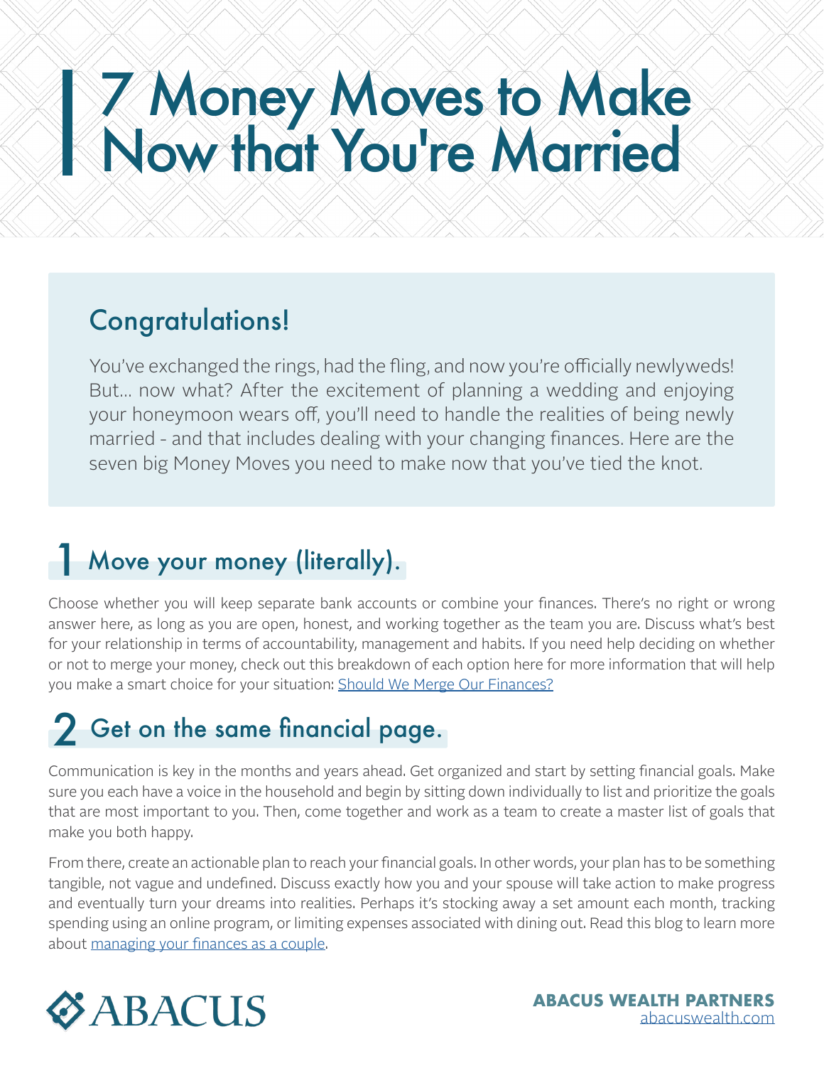# 7 Money Moves to Make Now that You're Married

## Congratulations!

You've exchanged the rings, had the fling, and now you're officially newlyweds! But... now what? After the excitement of planning a wedding and enjoying your honeymoon wears off, you'll need to handle the realities of being newly married - and that includes dealing with your changing finances. Here are the seven big Money Moves you need to make now that you've tied the knot.

## 1 Move your money (literally).

Choose whether you will keep separate bank accounts or combine your finances. There's no right or wrong answer here, as long as you are open, honest, and working together as the team you are. Discuss what's best for your relationship in terms of accountability, management and habits. If you need help deciding on whether or not to merge your money, check out this breakdown of each option here for more information that will help you make a smart choice for your situation: Should We Merge Our Finances?

## 2 Get on the same financial page.

Communication is key in the months and years ahead. Get organized and start by setting financial goals. Make sure you each have a voice in the household and begin by sitting down individually to list and prioritize the goals that are most important to you. Then, come together and work as a team to create a master list of goals that make you both happy.

From there, create an actionable plan to reach your financial goals. In other words, your plan has to be something tangible, not vague and undefined. Discuss exactly how you and your spouse will take action to make progress and eventually turn your dreams into realities. Perhaps it's stocking away a set amount each month, tracking spending using an online program, or limiting expenses associated with dining out. Read this blog to learn more about managing your finances as a couple.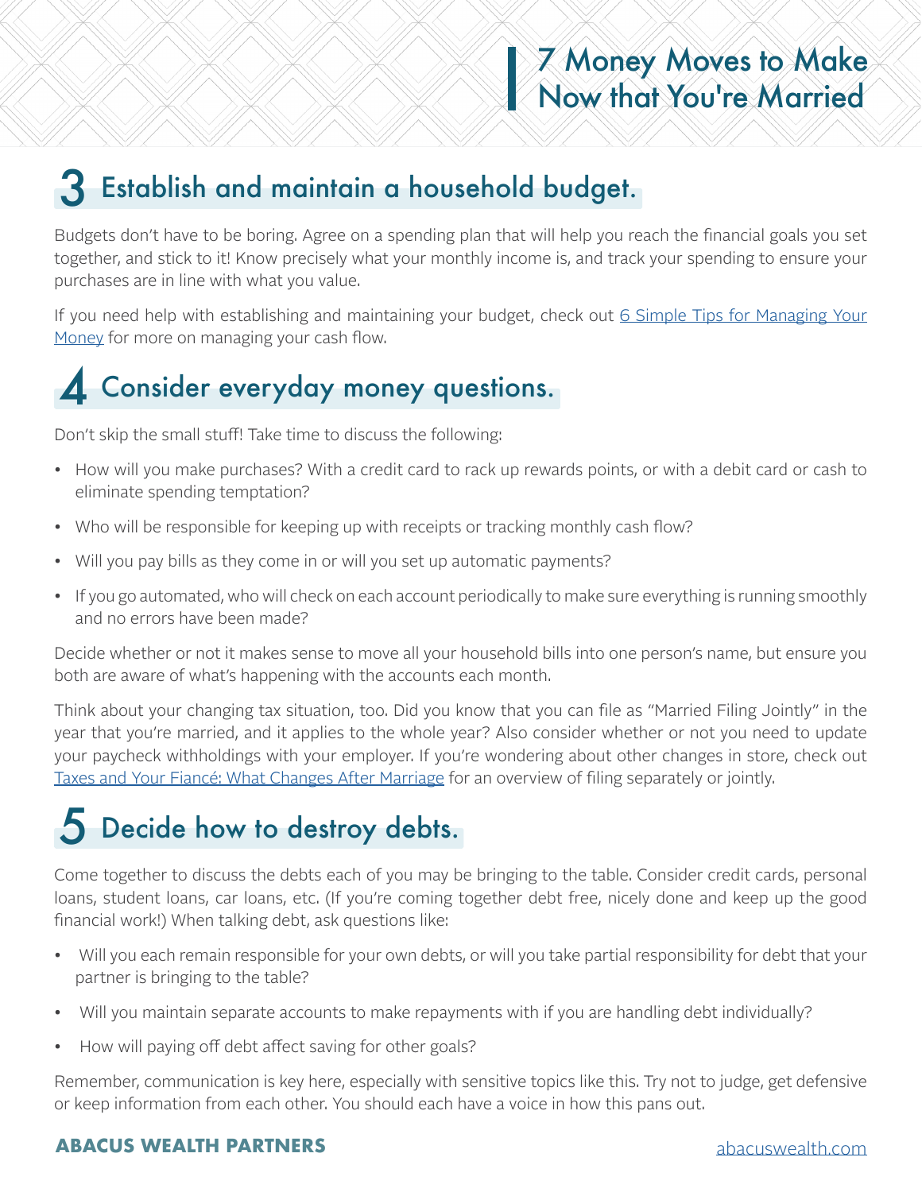## 3 Establish and maintain a household budget.

Budgets don't have to be boring. Agree on a spending plan that will help you reach the financial goals you set together, and stick to it! Know precisely what your monthly income is, and track your spending to ensure your purchases are in line with what you value.

If you need help with establishing and maintaining your budget, check out 6 Simple Tips for Managing Your Money for more on managing your cash flow.

## 4 Consider everyday money questions.

Don't skip the small stuff! Take time to discuss the following:

- How will you make purchases? With a credit card to rack up rewards points, or with a debit card or cash to eliminate spending temptation?
- Who will be responsible for keeping up with receipts or tracking monthly cash flow?
- Will you pay bills as they come in or will you set up automatic payments?
- If you go automated, who will check on each account periodically to make sure everything is running smoothly and no errors have been made?

Decide whether or not it makes sense to move all your household bills into one person's name, but ensure you both are aware of what's happening with the accounts each month.

Think about your changing tax situation, too. Did you know that you can file as "Married Filing Jointly" in the year that you're married, and it applies to the whole year? Also consider whether or not you need to update your paycheck withholdings with your employer. If you're wondering about other changes in store, check out Taxes and Your Fiancé: What Changes After Marriage for an overview of filing separately or jointly.

## 5 Decide how to destroy debts.

Come together to discuss the debts each of you may be bringing to the table. Consider credit cards, personal loans, student loans, car loans, etc. (If you're coming together debt free, nicely done and keep up the good financial work!) When talking debt, ask questions like:

- Will you each remain responsible for your own debts, or will you take partial responsibility for debt that your partner is bringing to the table?
- Will you maintain separate accounts to make repayments with if you are handling debt individually?
- How will paying off debt affect saving for other goals?

Remember, communication is key here, especially with sensitive topics like this. Try not to judge, get defensive or keep information from each other. You should each have a voice in how this pans out.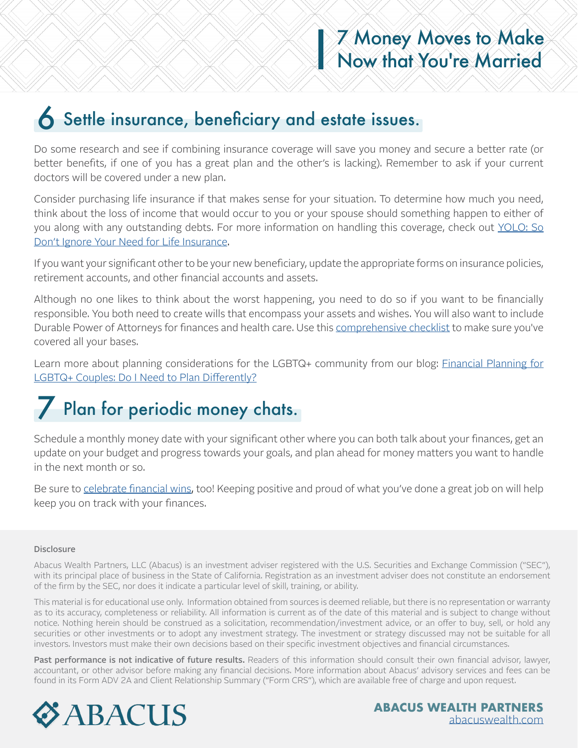## 6 Settle insurance, beneficiary and estate issues.

Do some research and see if combining insurance coverage will save you money and secure a better rate (or better benefits, if one of you has a great plan and the other's is lacking). Remember to ask if your current doctors will be covered under a new plan.

Consider purchasing life insurance if that makes sense for your situation. To determine how much you need, think about the loss of income that would occur to you or your spouse should something happen to either of you along with any outstanding debts. For more information on handling this coverage, check out YOLO: So Don't Ignore Your Need for Life Insurance.

If you want your significant other to be your new beneficiary, update the appropriate forms on insurance policies, retirement accounts, and other financial accounts and assets.

Although no one likes to think about the worst happening, you need to do so if you want to be financially responsible. You both need to create wills that encompass your assets and wishes. You will also want to include Durable Power of Attorneys for finances and health care. Use this comprehensive checklist to make sure you've covered all your bases.

Learn more about planning considerations for the LGBTQ+ community from our blog: Financial Planning for LGBTQ+ Couples: Do I Need to Plan Differently?

## 7 Plan for periodic money chats.

Schedule a monthly money date with your significant other where you can both talk about your finances, get an update on your budget and progress towards your goals, and plan ahead for money matters you want to handle in the next month or so.

Be sure to celebrate financial wins, too! Keeping positive and proud of what you've done a great job on will help keep you on track with your finances.

**Disclosure**

Abacus Wealth Partners, LLC (Abacus) is an investment adviser registered with the U.S. Securities and Exchange Commission ("SEC"), with its principal place of business in the State of California. Registration as an investment adviser does not constitute an endorsement of the firm by the SEC, nor does it indicate a particular level of skill, training, or ability.

This material is for educational use only. Information obtained from sources is deemed reliable, but there is no representation or warranty as to its accuracy, completeness or reliability. All information is current as of the date of this material and is subject to change without notice. Nothing herein should be construed as a solicitation, recommendation/investment advice, or an offer to buy, sell, or hold any securities or other investments or to adopt any investment strategy. The investment or strategy discussed may not be suitable for all investors. Investors must make their own decisions based on their specific investment objectives and financial circumstances.

**Past performance is not indicative of future results.** Readers of this information should consult their own financial advisor, lawyer, accountant, or other advisor before making any financial decisions. More information about Abacus' advisory services and fees can be found in its Form ADV 2A and Client Relationship Summary ("Form CRS"), which are available free of charge and upon request.

ABACUS

**ABACUS WEALTH PARTNERS**
abacuswealth.com